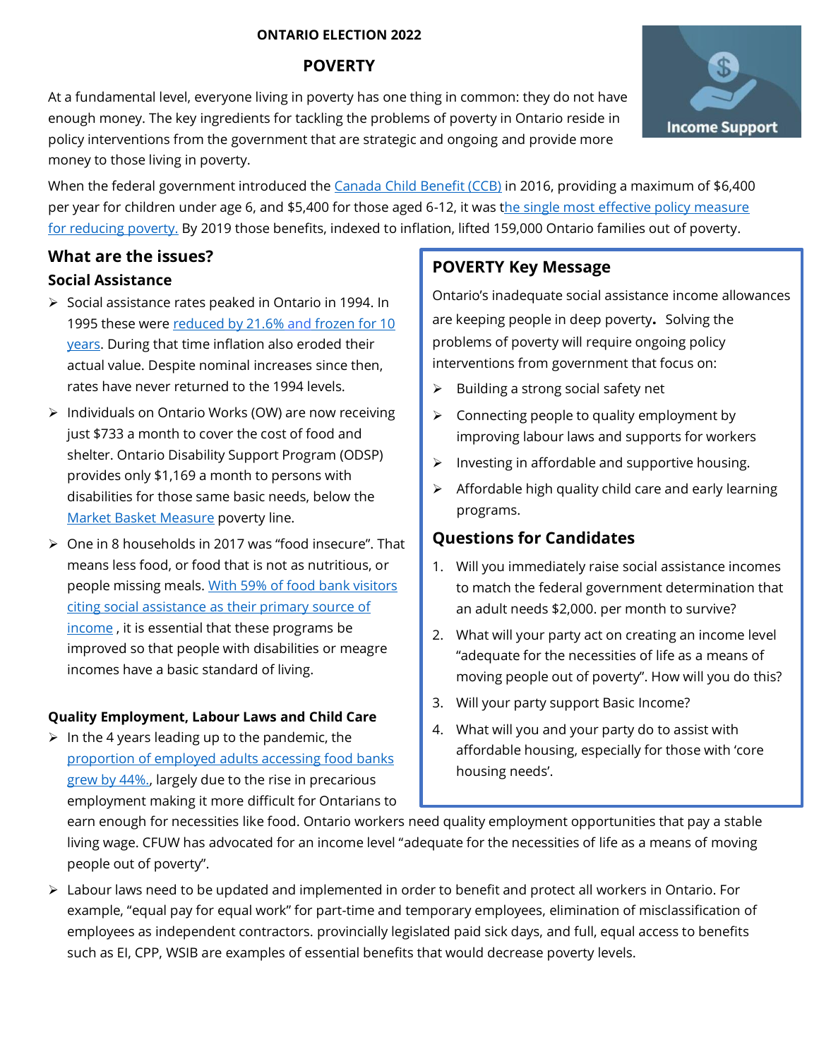**ONTARIO ELECTION 2022**

# POVERTY

Income Support

At a fundamental level, everyone living in poverty has one thing in common: they do not have enough money. The key ingredients for tackling the problems of poverty in Ontario reside in policy interventions from the government that are strategic and ongoing and provide more money to those living in poverty.

When the federal government introduced the Canada Child Benefit (CCB) in 2016, providing a maximum of $6,400 per year for children under age 6, and $5,400 for those aged 6-12, it was the single most effective policy measure for reducing poverty. By 2019 those benefits, indexed to inflation, lifted 159,000 Ontario families out of poverty.

## What are the issues?

### Social Assistance

- Social assistance rates peaked in Ontario in 1994. In 1995 these were reduced by 21.6% and frozen for 10 years. During that time inflation also eroded their actual value. Despite nominal increases since then, rates have never returned to the 1994 levels.
- Individuals on Ontario Works (OW) are now receiving just $733 a month to cover the cost of food and shelter. Ontario Disability Support Program (ODSP) provides only $1,169 a month to persons with disabilities for those same basic needs, below the Market Basket Measure poverty line.
- One in 8 households in 2017 was "food insecure". That means less food, or food that is not as nutritious, or people missing meals. With 59% of food bank visitors citing social assistance as their primary source of income , it is essential that these programs be improved so that people with disabilities or meagre incomes have a basic standard of living.

### Quality Employment, Labour Laws and Child Care

- In the 4 years leading up to the pandemic, the proportion of employed adults accessing food banks grew by 44%., largely due to the rise in precarious employment making it more difficult for Ontarians to earn enough for necessities like food. Ontario workers need quality employment opportunities that pay a stable living wage. CFUW has advocated for an income level "adequate for the necessities of life as a means of moving people out of poverty".
- Labour laws need to be updated and implemented in order to benefit and protect all workers in Ontario. For example, "equal pay for equal work" for part-time and temporary employees, elimination of misclassification of employees as independent contractors. provincially legislated paid sick days, and full, equal access to benefits such as EI, CPP, WSIB are examples of essential benefits that would decrease poverty levels.

## POVERTY Key Message

Ontario's inadequate social assistance income allowances are keeping people in deep poverty**.** Solving the problems of poverty will require ongoing policy interventions from government that focus on:

- Building a strong social safety net
- Connecting people to quality employment by improving labour laws and supports for workers
- Investing in affordable and supportive housing.
- Affordable high quality child care and early learning programs.

## Questions for Candidates

1. Will you immediately raise social assistance incomes to match the federal government determination that an adult needs $2,000. per month to survive?
2. What will your party act on creating an income level "adequate for the necessities of life as a means of moving people out of poverty". How will you do this?
3. Will your party support Basic Income?
4. What will you and your party do to assist with affordable housing, especially for those with 'core housing needs'.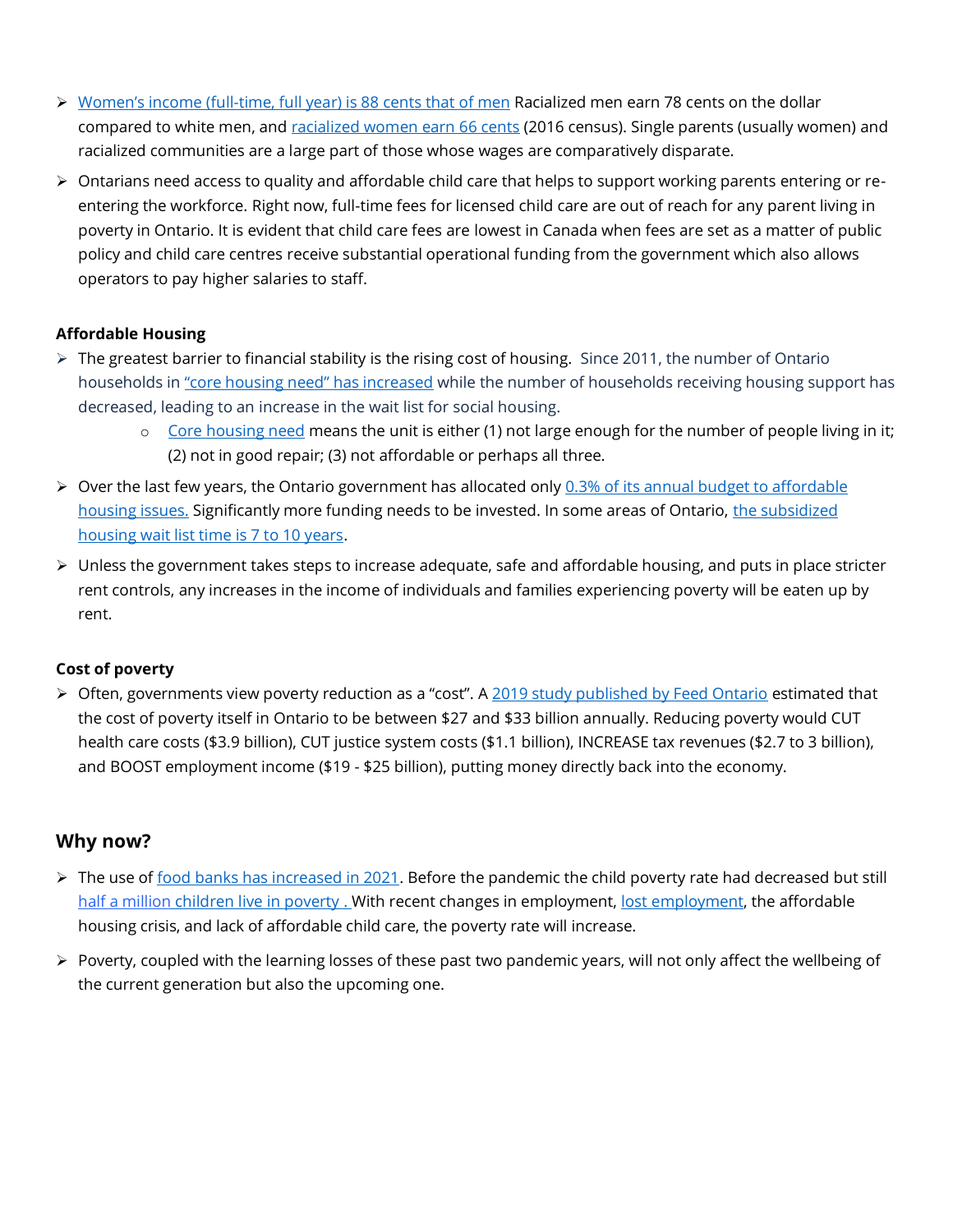- Women's income (full-time, full year) is 88 cents that of men Racialized men earn 78 cents on the dollar compared to white men, and racialized women earn 66 cents (2016 census). Single parents (usually women) and racialized communities are a large part of those whose wages are comparatively disparate.
- Ontarians need access to quality and affordable child care that helps to support working parents entering or re-entering the workforce. Right now, full-time fees for licensed child care are out of reach for any parent living in poverty in Ontario. It is evident that child care fees are lowest in Canada when fees are set as a matter of public policy and child care centres receive substantial operational funding from the government which also allows operators to pay higher salaries to staff.

**Affordable Housing**

- The greatest barrier to financial stability is the rising cost of housing. Since 2011, the number of Ontario households in "core housing need" has increased while the number of households receiving housing support has decreased, leading to an increase in the wait list for social housing.
  - Core housing need means the unit is either (1) not large enough for the number of people living in it; (2) not in good repair; (3) not affordable or perhaps all three.
- Over the last few years, the Ontario government has allocated only 0.3% of its annual budget to affordable housing issues. Significantly more funding needs to be invested. In some areas of Ontario, the subsidized housing wait list time is 7 to 10 years.
- Unless the government takes steps to increase adequate, safe and affordable housing, and puts in place stricter rent controls, any increases in the income of individuals and families experiencing poverty will be eaten up by rent.

**Cost of poverty**

- Often, governments view poverty reduction as a "cost". A 2019 study published by Feed Ontario estimated that the cost of poverty itself in Ontario to be between $27 and $33 billion annually. Reducing poverty would CUT health care costs ($3.9 billion), CUT justice system costs ($1.1 billion), INCREASE tax revenues ($2.7 to 3 billion), and BOOST employment income ($19 - $25 billion), putting money directly back into the economy.

## Why now?

- The use of food banks has increased in 2021. Before the pandemic the child poverty rate had decreased but still half a million children live in poverty . With recent changes in employment, lost employment, the affordable housing crisis, and lack of affordable child care, the poverty rate will increase.
- Poverty, coupled with the learning losses of these past two pandemic years, will not only affect the wellbeing of the current generation but also the upcoming one.